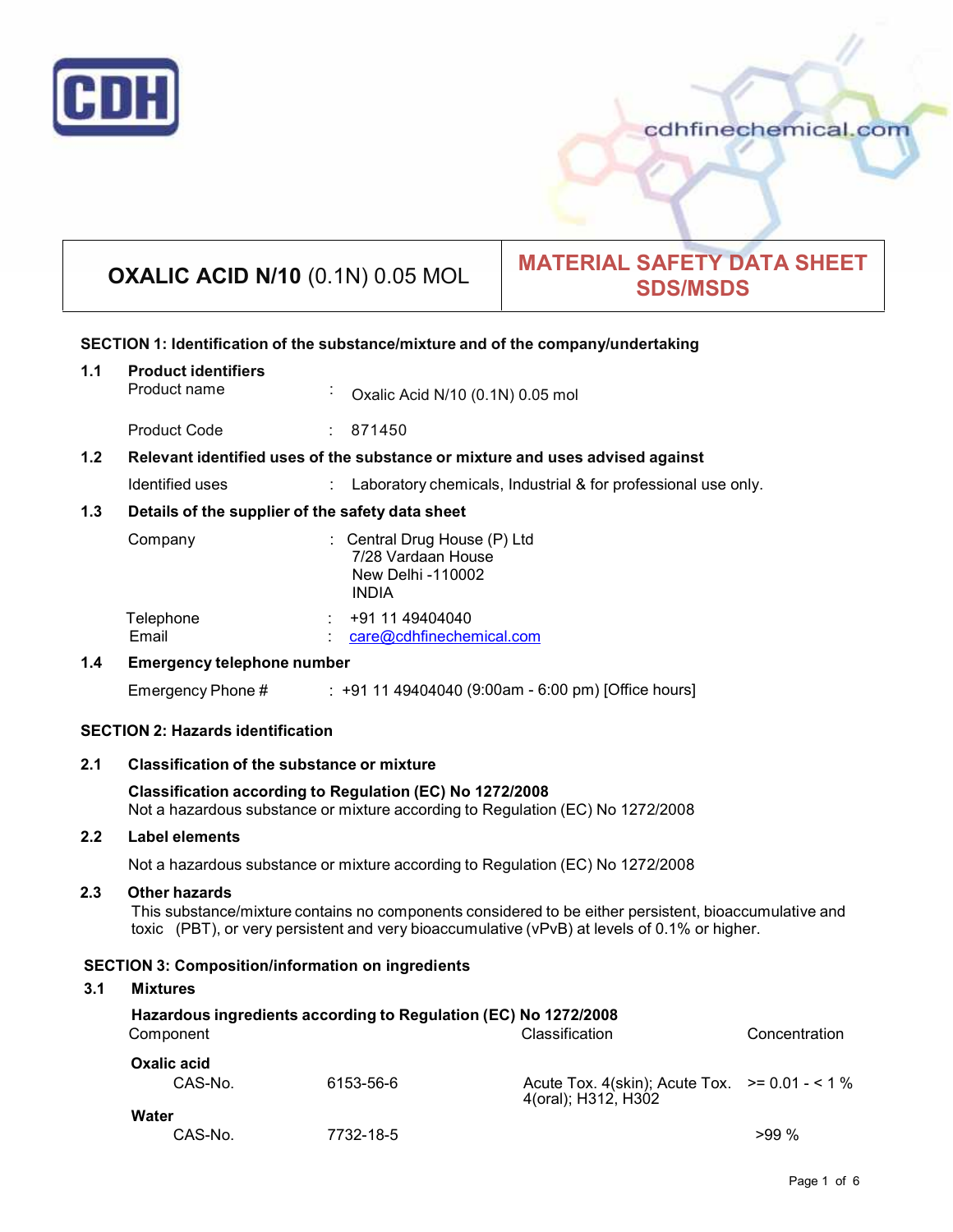CDH

cdhfinechemical.com

| **OXALIC ACID N/10** (0.1N) 0.05 MOL | **MATERIAL SAFETY DATA SHEET SDS/MSDS** |
|---|---|

## SECTION 1: Identification of the substance/mixture and of the company/undertaking

**1.1 Product identifiers**

Product name : Oxalic Acid N/10 (0.1N) 0.05 mol

Product Code : 871450

**1.2 Relevant identified uses of the substance or mixture and uses advised against**

Identified uses : Laboratory chemicals, Industrial & for professional use only.

**1.3 Details of the supplier of the safety data sheet**

Company : Central Drug House (P) Ltd
7/28 Vardaan House
New Delhi -110002
INDIA

Telephone : +91 11 49404040
Email : care@cdhfinechemical.com

**1.4 Emergency telephone number**

Emergency Phone # : +91 11 49404040 (9:00am - 6:00 pm) [Office hours]

## SECTION 2: Hazards identification

**2.1 Classification of the substance or mixture**

**Classification according to Regulation (EC) No 1272/2008**
Not a hazardous substance or mixture according to Regulation (EC) No 1272/2008

**2.2 Label elements**

Not a hazardous substance or mixture according to Regulation (EC) No 1272/2008

**2.3 Other hazards**

This substance/mixture contains no components considered to be either persistent, bioaccumulative and toxic (PBT), or very persistent and very bioaccumulative (vPvB) at levels of 0.1% or higher.

## SECTION 3: Composition/information on ingredients

**3.1 Mixtures**

**Hazardous ingredients according to Regulation (EC) No 1272/2008**

| Component | | Classification | Concentration |
|---|---|---|---|
| **Oxalic acid** | | | |
| CAS-No. | 6153-56-6 | Acute Tox. 4(skin); Acute Tox. 4(oral); H312, H302 | >= 0.01 - < 1 % |
| **Water** | | | |
| CAS-No. | 7732-18-5 | | >99 % |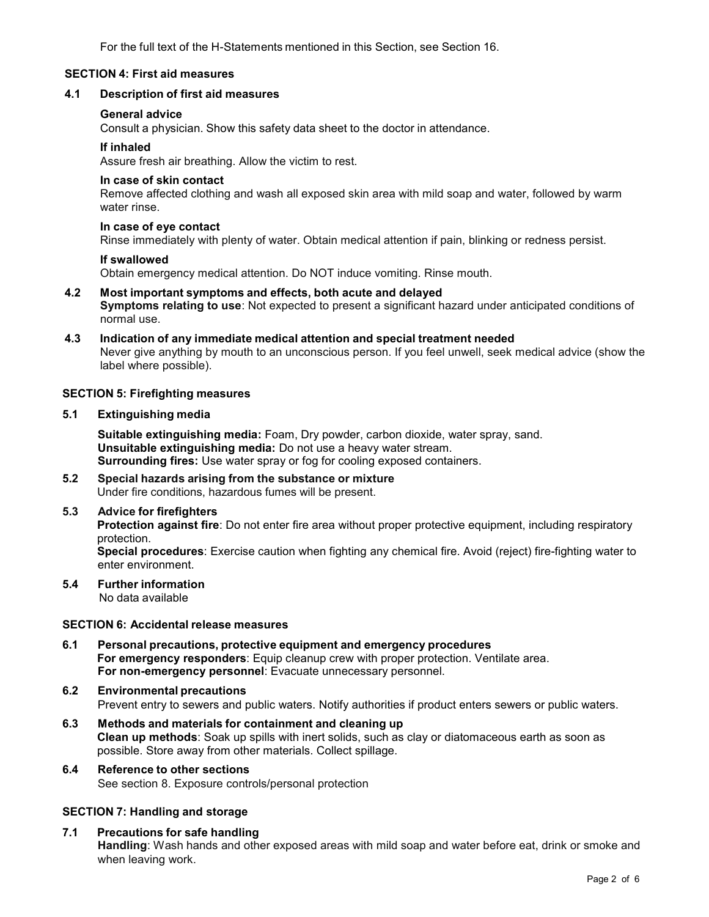For the full text of the H-Statements mentioned in this Section, see Section 16.

## SECTION 4: First aid measures

### 4.1 Description of first aid measures

**General advice**
Consult a physician. Show this safety data sheet to the doctor in attendance.

**If inhaled**
Assure fresh air breathing. Allow the victim to rest.

**In case of skin contact**
Remove affected clothing and wash all exposed skin area with mild soap and water, followed by warm water rinse.

**In case of eye contact**
Rinse immediately with plenty of water. Obtain medical attention if pain, blinking or redness persist.

**If swallowed**
Obtain emergency medical attention. Do NOT induce vomiting. Rinse mouth.

### 4.2 Most important symptoms and effects, both acute and delayed

**Symptoms relating to use**: Not expected to present a significant hazard under anticipated conditions of normal use.

### 4.3 Indication of any immediate medical attention and special treatment needed

Never give anything by mouth to an unconscious person. If you feel unwell, seek medical advice (show the label where possible).

## SECTION 5: Firefighting measures

### 5.1 Extinguishing media

**Suitable extinguishing media:** Foam, Dry powder, carbon dioxide, water spray, sand.
**Unsuitable extinguishing media:** Do not use a heavy water stream.
**Surrounding fires:** Use water spray or fog for cooling exposed containers.

### 5.2 Special hazards arising from the substance or mixture

Under fire conditions, hazardous fumes will be present.

### 5.3 Advice for firefighters

**Protection against fire**: Do not enter fire area without proper protective equipment, including respiratory protection.
**Special procedures**: Exercise caution when fighting any chemical fire. Avoid (reject) fire-fighting water to enter environment.

### 5.4 Further information

No data available

## SECTION 6: Accidental release measures

### 6.1 Personal precautions, protective equipment and emergency procedures

**For emergency responders**: Equip cleanup crew with proper protection. Ventilate area.
**For non-emergency personnel**: Evacuate unnecessary personnel.

### 6.2 Environmental precautions

Prevent entry to sewers and public waters. Notify authorities if product enters sewers or public waters.

### 6.3 Methods and materials for containment and cleaning up

**Clean up methods**: Soak up spills with inert solids, such as clay or diatomaceous earth as soon as possible. Store away from other materials. Collect spillage.

### 6.4 Reference to other sections

See section 8. Exposure controls/personal protection

## SECTION 7: Handling and storage

### 7.1 Precautions for safe handling

**Handling**: Wash hands and other exposed areas with mild soap and water before eat, drink or smoke and when leaving work.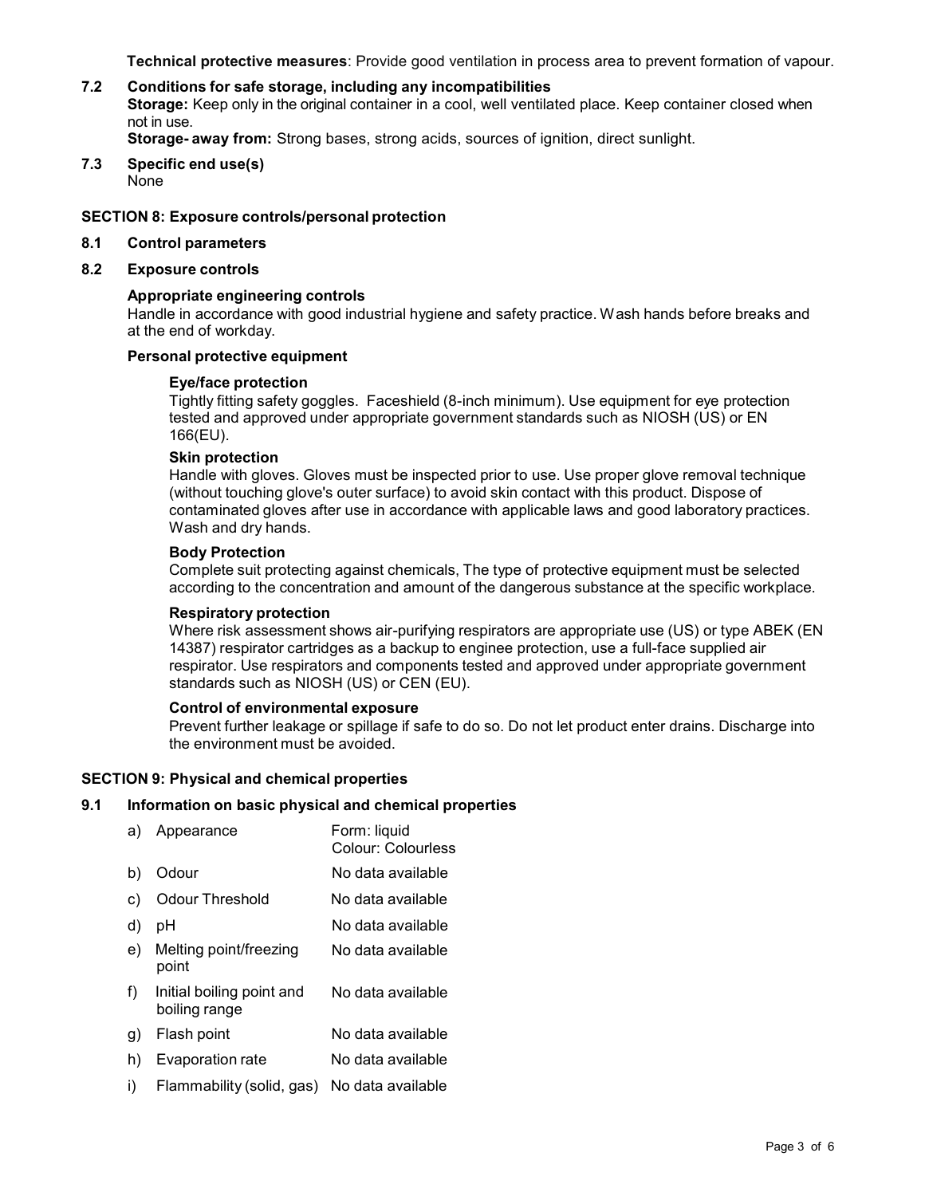**Technical protective measures**: Provide good ventilation in process area to prevent formation of vapour.

## 7.2 Conditions for safe storage, including any incompatibilities

**Storage:** Keep only in the original container in a cool, well ventilated place. Keep container closed when not in use.

**Storage- away from:** Strong bases, strong acids, sources of ignition, direct sunlight.

## 7.3 Specific end use(s)

None

# SECTION 8: Exposure controls/personal protection

## 8.1 Control parameters

## 8.2 Exposure controls

### Appropriate engineering controls

Handle in accordance with good industrial hygiene and safety practice. Wash hands before breaks and at the end of workday.

### Personal protective equipment

**Eye/face protection**

Tightly fitting safety goggles. Faceshield (8-inch minimum). Use equipment for eye protection tested and approved under appropriate government standards such as NIOSH (US) or EN 166(EU).

**Skin protection**

Handle with gloves. Gloves must be inspected prior to use. Use proper glove removal technique (without touching glove's outer surface) to avoid skin contact with this product. Dispose of contaminated gloves after use in accordance with applicable laws and good laboratory practices. Wash and dry hands.

**Body Protection**

Complete suit protecting against chemicals, The type of protective equipment must be selected according to the concentration and amount of the dangerous substance at the specific workplace.

**Respiratory protection**

Where risk assessment shows air-purifying respirators are appropriate use (US) or type ABEK (EN 14387) respirator cartridges as a backup to enginee protection, use a full-face supplied air respirator. Use respirators and components tested and approved under appropriate government standards such as NIOSH (US) or CEN (EU).

**Control of environmental exposure**

Prevent further leakage or spillage if safe to do so. Do not let product enter drains. Discharge into the environment must be avoided.

# SECTION 9: Physical and chemical properties

## 9.1 Information on basic physical and chemical properties

| | | |
|---|---|---|
| a) | Appearance | Form: liquid<br>Colour: Colourless |
| b) | Odour | No data available |
| c) | Odour Threshold | No data available |
| d) | pH | No data available |
| e) | Melting point/freezing point | No data available |
| f) | Initial boiling point and boiling range | No data available |
| g) | Flash point | No data available |
| h) | Evaporation rate | No data available |
| i) | Flammability (solid, gas) | No data available |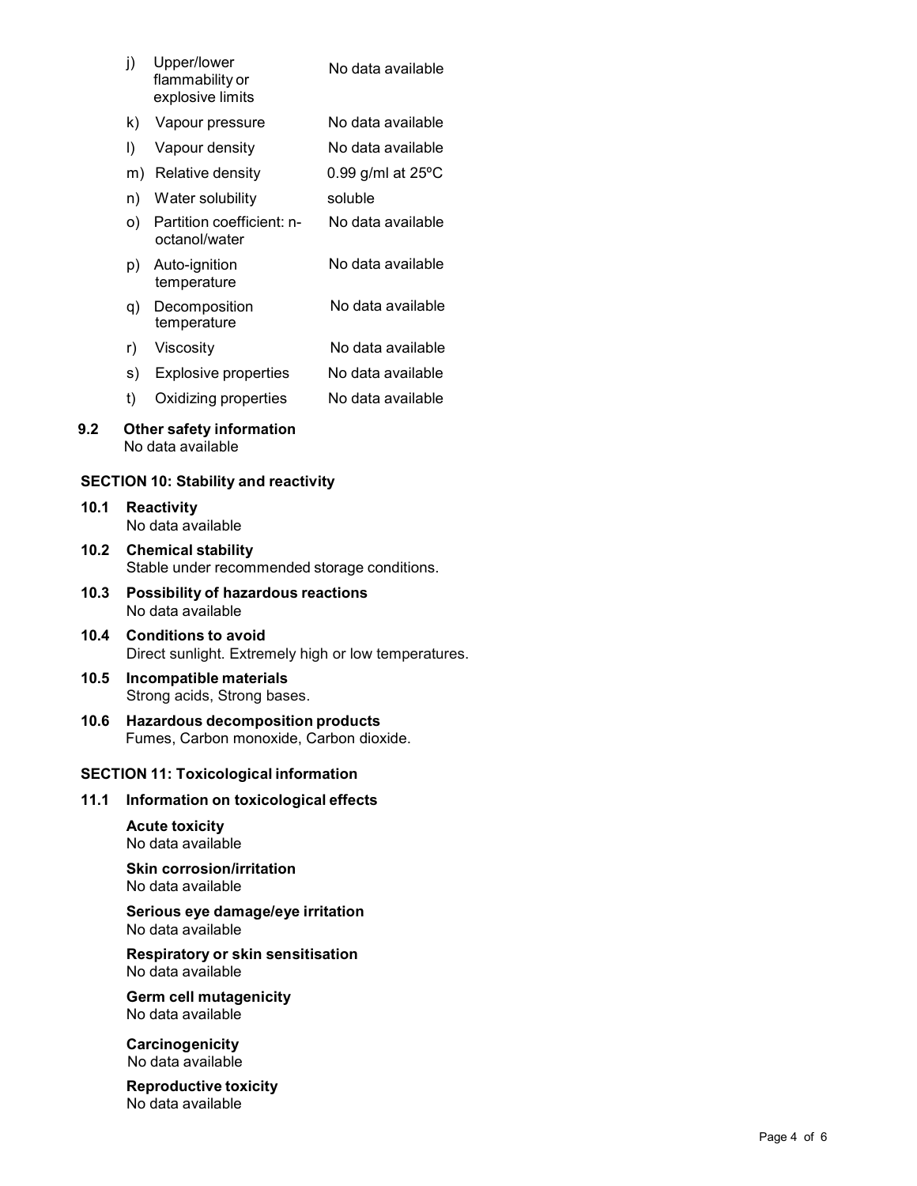| | | |
|---|---|---|
| j) | Upper/lower flammability or explosive limits | No data available |
| k) | Vapour pressure | No data available |
| l) | Vapour density | No data available |
| m) | Relative density | 0.99 g/ml at 25ºC |
| n) | Water solubility | soluble |
| o) | Partition coefficient: n-octanol/water | No data available |
| p) | Auto-ignition temperature | No data available |
| q) | Decomposition temperature | No data available |
| r) | Viscosity | No data available |
| s) | Explosive properties | No data available |
| t) | Oxidizing properties | No data available |

**9.2 Other safety information**
No data available

## SECTION 10: Stability and reactivity

**10.1 Reactivity**
No data available

**10.2 Chemical stability**
Stable under recommended storage conditions.

**10.3 Possibility of hazardous reactions**
No data available

**10.4 Conditions to avoid**
Direct sunlight. Extremely high or low temperatures.

**10.5 Incompatible materials**
Strong acids, Strong bases.

**10.6 Hazardous decomposition products**
Fumes, Carbon monoxide, Carbon dioxide.

## SECTION 11: Toxicological information

**11.1 Information on toxicological effects**

**Acute toxicity**
No data available

**Skin corrosion/irritation**
No data available

**Serious eye damage/eye irritation**
No data available

**Respiratory or skin sensitisation**
No data available

**Germ cell mutagenicity**
No data available

**Carcinogenicity**
No data available

**Reproductive toxicity**
No data available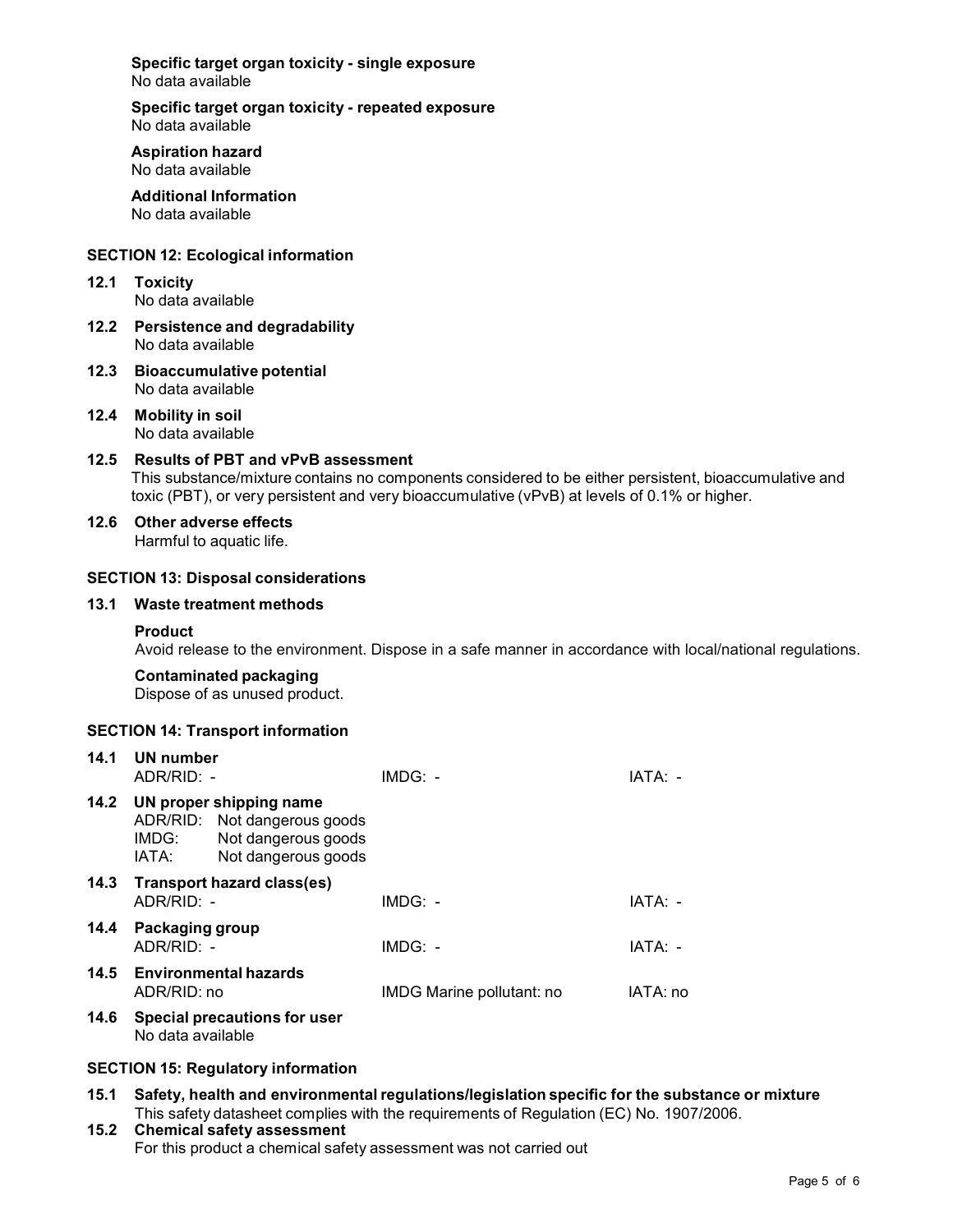**Specific target organ toxicity - single exposure**
No data available

**Specific target organ toxicity - repeated exposure**
No data available

**Aspiration hazard**
No data available

**Additional Information**
No data available

## SECTION 12: Ecological information

### 12.1 Toxicity
No data available

### 12.2 Persistence and degradability
No data available

### 12.3 Bioaccumulative potential
No data available

### 12.4 Mobility in soil
No data available

### 12.5 Results of PBT and vPvB assessment
This substance/mixture contains no components considered to be either persistent, bioaccumulative and toxic (PBT), or very persistent and very bioaccumulative (vPvB) at levels of 0.1% or higher.

### 12.6 Other adverse effects
Harmful to aquatic life.

## SECTION 13: Disposal considerations

### 13.1 Waste treatment methods

**Product**
Avoid release to the environment. Dispose in a safe manner in accordance with local/national regulations.

**Contaminated packaging**
Dispose of as unused product.

## SECTION 14: Transport information

### 14.1 UN number

| ADR/RID: - | IMDG: - | IATA: - |
|---|---|---|

### 14.2 UN proper shipping name

ADR/RID: Not dangerous goods
IMDG: Not dangerous goods
IATA: Not dangerous goods

### 14.3 Transport hazard class(es)

| ADR/RID: - | IMDG: - | IATA: - |
|---|---|---|

### 14.4 Packaging group

| ADR/RID: - | IMDG: - | IATA: - |
|---|---|---|

### 14.5 Environmental hazards

| ADR/RID: no | IMDG Marine pollutant: no | IATA: no |
|---|---|---|

### 14.6 Special precautions for user
No data available

## SECTION 15: Regulatory information

### 15.1 Safety, health and environmental regulations/legislation specific for the substance or mixture
This safety datasheet complies with the requirements of Regulation (EC) No. 1907/2006.

### 15.2 Chemical safety assessment
For this product a chemical safety assessment was not carried out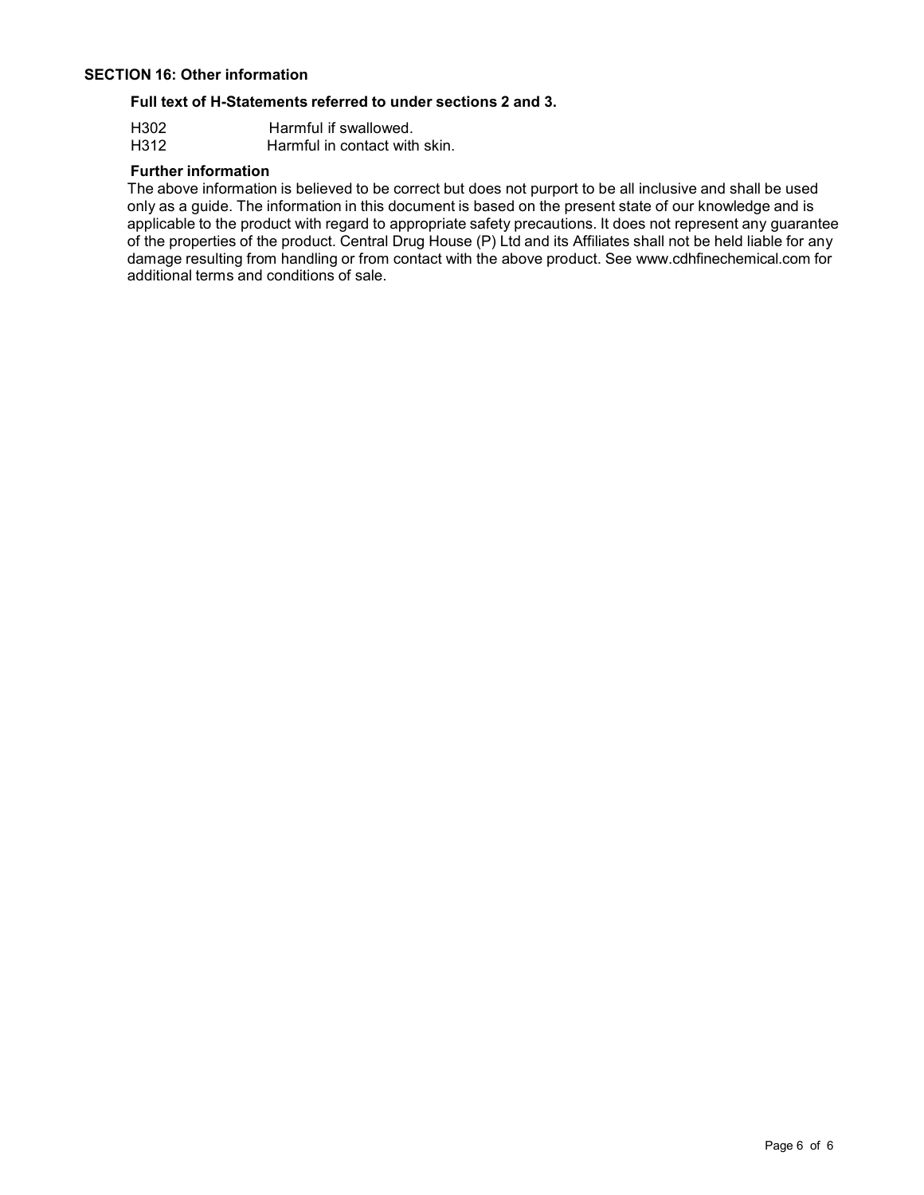## SECTION 16: Other information

### Full text of H-Statements referred to under sections 2 and 3.

| | |
|---|---|
| H302 | Harmful if swallowed. |
| H312 | Harmful in contact with skin. |

### Further information

The above information is believed to be correct but does not purport to be all inclusive and shall be used only as a guide. The information in this document is based on the present state of our knowledge and is applicable to the product with regard to appropriate safety precautions. It does not represent any guarantee of the properties of the product. Central Drug House (P) Ltd and its Affiliates shall not be held liable for any damage resulting from handling or from contact with the above product. See www.cdhfinechemical.com for additional terms and conditions of sale.